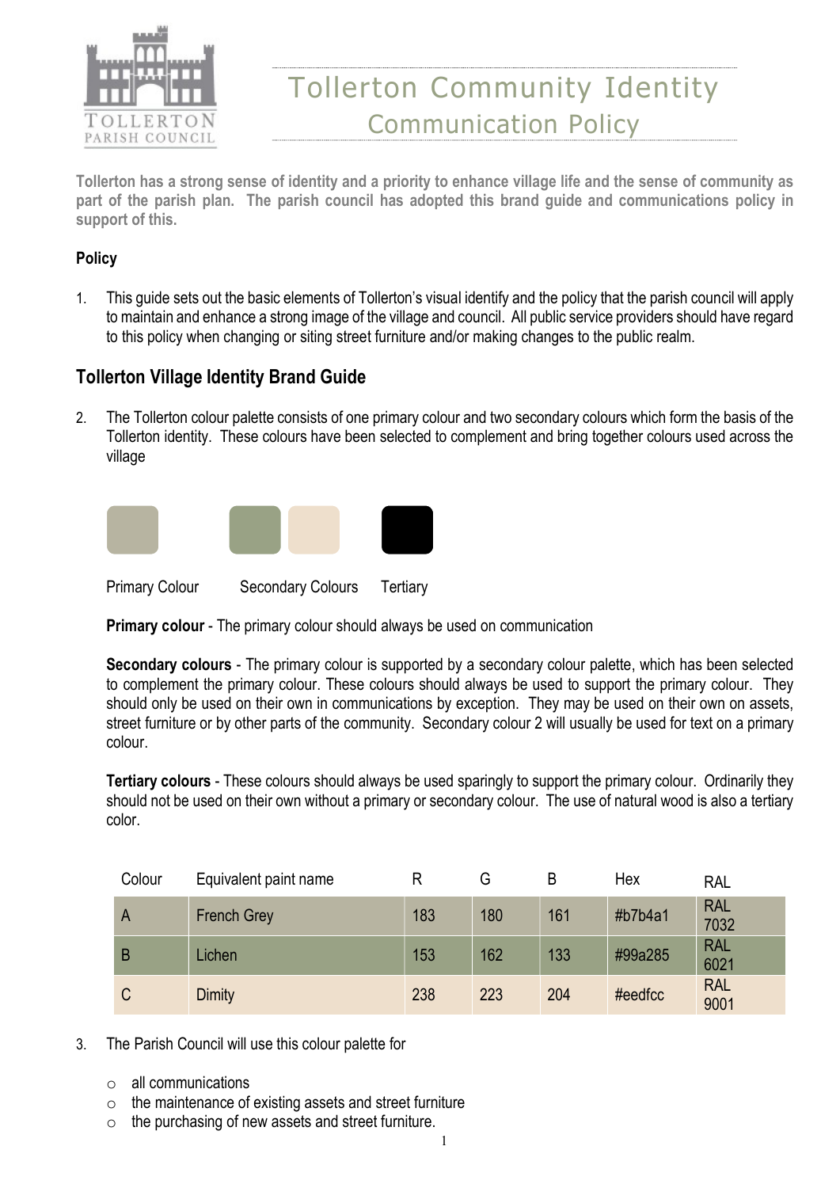TOLLERTON PARISH COUNCIL

# Tollerton Community Identity
## Communication Policy

**Tollerton has a strong sense of identity and a priority to enhance village life and the sense of community as part of the parish plan. The parish council has adopted this brand guide and communications policy in support of this.**

**Policy**

1. This guide sets out the basic elements of Tollerton's visual identify and the policy that the parish council will apply to maintain and enhance a strong image of the village and council. All public service providers should have regard to this policy when changing or siting street furniture and/or making changes to the public realm.

## Tollerton Village Identity Brand Guide

2. The Tollerton colour palette consists of one primary colour and two secondary colours which form the basis of the Tollerton identity. These colours have been selected to complement and bring together colours used across the village

Primary Colour    Secondary Colours    Tertiary

**Primary colour** - The primary colour should always be used on communication

**Secondary colours** - The primary colour is supported by a secondary colour palette, which has been selected to complement the primary colour. These colours should always be used to support the primary colour. They should only be used on their own in communications by exception. They may be used on their own on assets, street furniture or by other parts of the community. Secondary colour 2 will usually be used for text on a primary colour.

**Tertiary colours** - These colours should always be used sparingly to support the primary colour. Ordinarily they should not be used on their own without a primary or secondary colour. The use of natural wood is also a tertiary color.

| Colour | Equivalent paint name | R | G | B | Hex | RAL |
|---|---|---|---|---|---|---|
| A | French Grey | 183 | 180 | 161 | #b7b4a1 | RAL 7032 |
| B | Lichen | 153 | 162 | 133 | #99a285 | RAL 6021 |
| C | Dimity | 238 | 223 | 204 | #eedfcc | RAL 9001 |

3. The Parish Council will use this colour palette for

   - all communications
   - the maintenance of existing assets and street furniture
   - the purchasing of new assets and street furniture.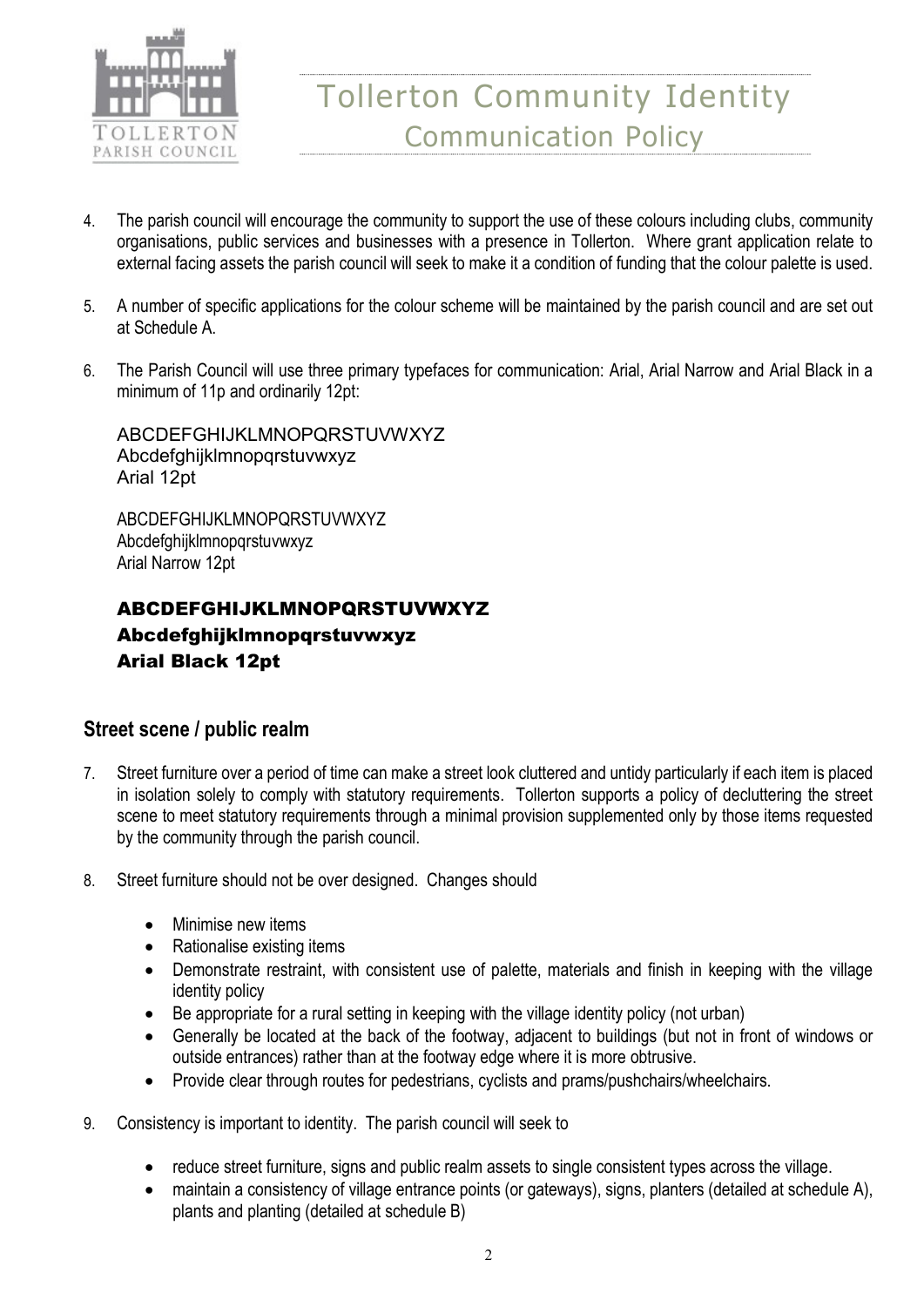4. The parish council will encourage the community to support the use of these colours including clubs, community organisations, public services and businesses with a presence in Tollerton. Where grant application relate to external facing assets the parish council will seek to make it a condition of funding that the colour palette is used.

5. A number of specific applications for the colour scheme will be maintained by the parish council and are set out at Schedule A.

6. The Parish Council will use three primary typefaces for communication: Arial, Arial Narrow and Arial Black in a minimum of 11p and ordinarily 12pt:

   ABCDEFGHIJKLMNOPQRSTUVWXYZ
   Abcdefghijklmnopqrstuvwxyz
   Arial 12pt

   ABCDEFGHIJKLMNOPQRSTUVWXYZ
   Abcdefghijklmnopqrstuvwxyz
   Arial Narrow 12pt

   **ABCDEFGHIJKLMNOPQRSTUVWXYZ**
   **Abcdefghijklmnopqrstuvwxyz**
   **Arial Black 12pt**

## Street scene / public realm

7. Street furniture over a period of time can make a street look cluttered and untidy particularly if each item is placed in isolation solely to comply with statutory requirements. Tollerton supports a policy of decluttering the street scene to meet statutory requirements through a minimal provision supplemented only by those items requested by the community through the parish council.

8. Street furniture should not be over designed. Changes should

   - Minimise new items
   - Rationalise existing items
   - Demonstrate restraint, with consistent use of palette, materials and finish in keeping with the village identity policy
   - Be appropriate for a rural setting in keeping with the village identity policy (not urban)
   - Generally be located at the back of the footway, adjacent to buildings (but not in front of windows or outside entrances) rather than at the footway edge where it is more obtrusive.
   - Provide clear through routes for pedestrians, cyclists and prams/pushchairs/wheelchairs.

9. Consistency is important to identity. The parish council will seek to

   - reduce street furniture, signs and public realm assets to single consistent types across the village.
   - maintain a consistency of village entrance points (or gateways), signs, planters (detailed at schedule A), plants and planting (detailed at schedule B)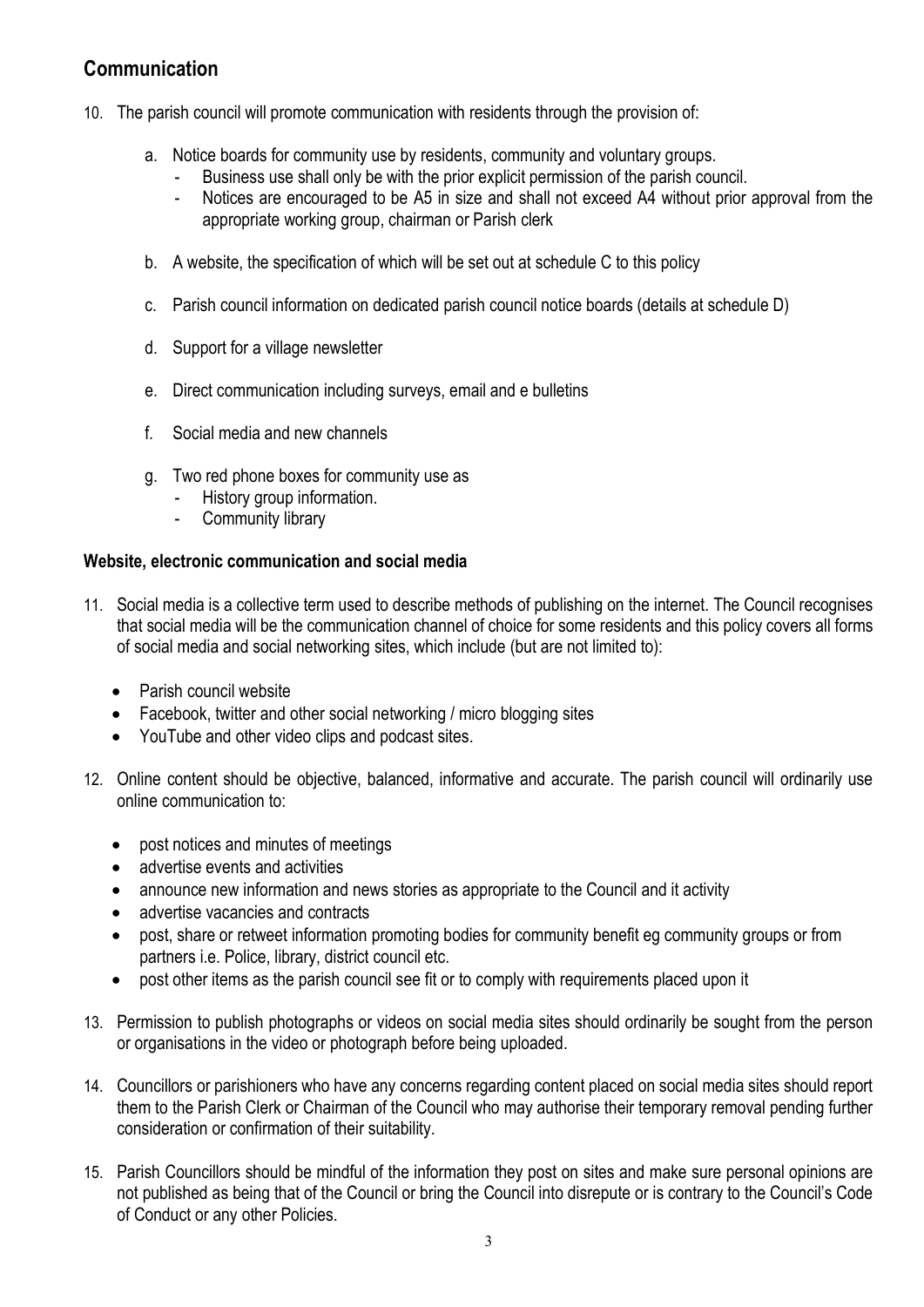## Communication

10. The parish council will promote communication with residents through the provision of:

    a. Notice boards for community use by residents, community and voluntary groups.
       - Business use shall only be with the prior explicit permission of the parish council.
       - Notices are encouraged to be A5 in size and shall not exceed A4 without prior approval from the appropriate working group, chairman or Parish clerk

    b. A website, the specification of which will be set out at schedule C to this policy

    c. Parish council information on dedicated parish council notice boards (details at schedule D)

    d. Support for a village newsletter

    e. Direct communication including surveys, email and e bulletins

    f. Social media and new channels

    g. Two red phone boxes for community use as
       - History group information.
       - Community library

### Website, electronic communication and social media

11. Social media is a collective term used to describe methods of publishing on the internet. The Council recognises that social media will be the communication channel of choice for some residents and this policy covers all forms of social media and social networking sites, which include (but are not limited to):

    - Parish council website
    - Facebook, twitter and other social networking / micro blogging sites
    - YouTube and other video clips and podcast sites.

12. Online content should be objective, balanced, informative and accurate. The parish council will ordinarily use online communication to:

    - post notices and minutes of meetings
    - advertise events and activities
    - announce new information and news stories as appropriate to the Council and it activity
    - advertise vacancies and contracts
    - post, share or retweet information promoting bodies for community benefit eg community groups or from partners i.e. Police, library, district council etc.
    - post other items as the parish council see fit or to comply with requirements placed upon it

13. Permission to publish photographs or videos on social media sites should ordinarily be sought from the person or organisations in the video or photograph before being uploaded.

14. Councillors or parishioners who have any concerns regarding content placed on social media sites should report them to the Parish Clerk or Chairman of the Council who may authorise their temporary removal pending further consideration or confirmation of their suitability.

15. Parish Councillors should be mindful of the information they post on sites and make sure personal opinions are not published as being that of the Council or bring the Council into disrepute or is contrary to the Council's Code of Conduct or any other Policies.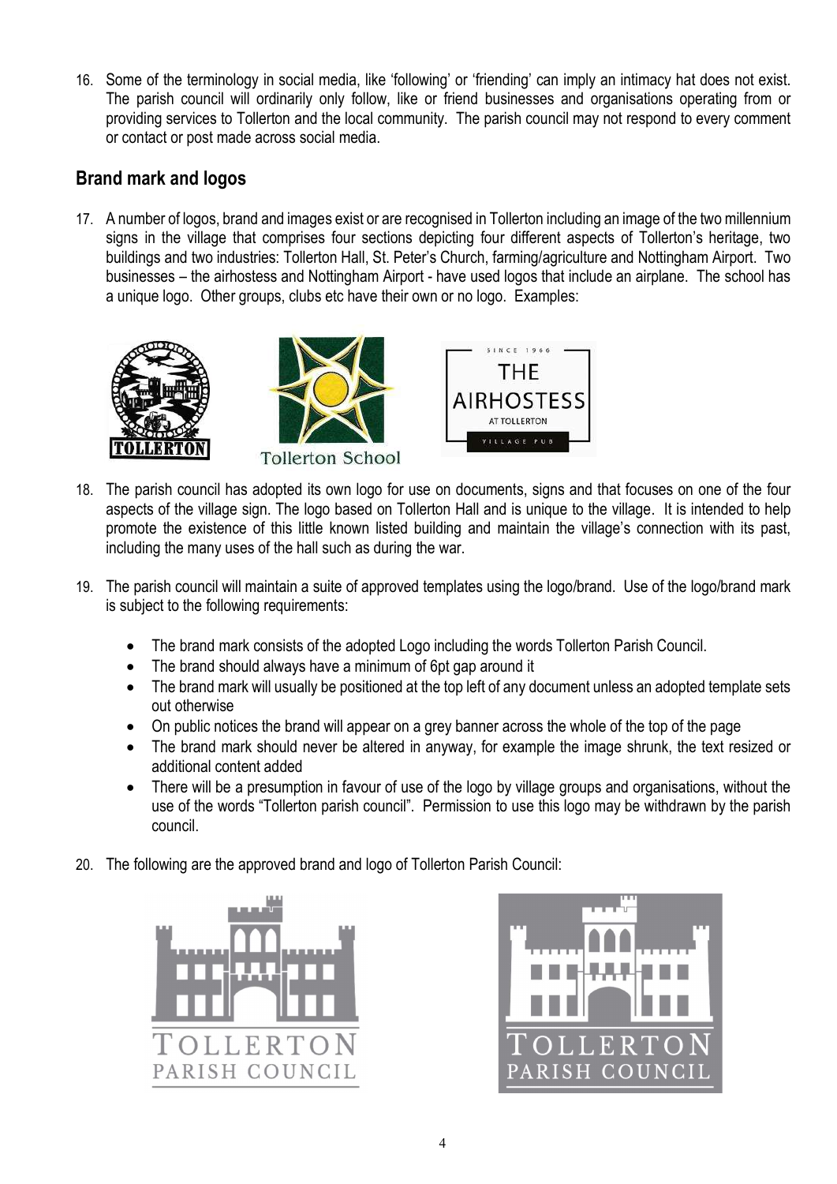16. Some of the terminology in social media, like 'following' or 'friending' can imply an intimacy hat does not exist. The parish council will ordinarily only follow, like or friend businesses and organisations operating from or providing services to Tollerton and the local community. The parish council may not respond to every comment or contact or post made across social media.

## Brand mark and logos

17. A number of logos, brand and images exist or are recognised in Tollerton including an image of the two millennium signs in the village that comprises four sections depicting four different aspects of Tollerton's heritage, two buildings and two industries: Tollerton Hall, St. Peter's Church, farming/agriculture and Nottingham Airport. Two businesses – the airhostess and Nottingham Airport - have used logos that include an airplane. The school has a unique logo. Other groups, clubs etc have their own or no logo. Examples:

18. The parish council has adopted its own logo for use on documents, signs and that focuses on one of the four aspects of the village sign. The logo based on Tollerton Hall and is unique to the village. It is intended to help promote the existence of this little known listed building and maintain the village's connection with its past, including the many uses of the hall such as during the war.

19. The parish council will maintain a suite of approved templates using the logo/brand. Use of the logo/brand mark is subject to the following requirements:

    - The brand mark consists of the adopted Logo including the words Tollerton Parish Council.
    - The brand should always have a minimum of 6pt gap around it
    - The brand mark will usually be positioned at the top left of any document unless an adopted template sets out otherwise
    - On public notices the brand will appear on a grey banner across the whole of the top of the page
    - The brand mark should never be altered in anyway, for example the image shrunk, the text resized or additional content added
    - There will be a presumption in favour of use of the logo by village groups and organisations, without the use of the words "Tollerton parish council". Permission to use this logo may be withdrawn by the parish council.

20. The following are the approved brand and logo of Tollerton Parish Council: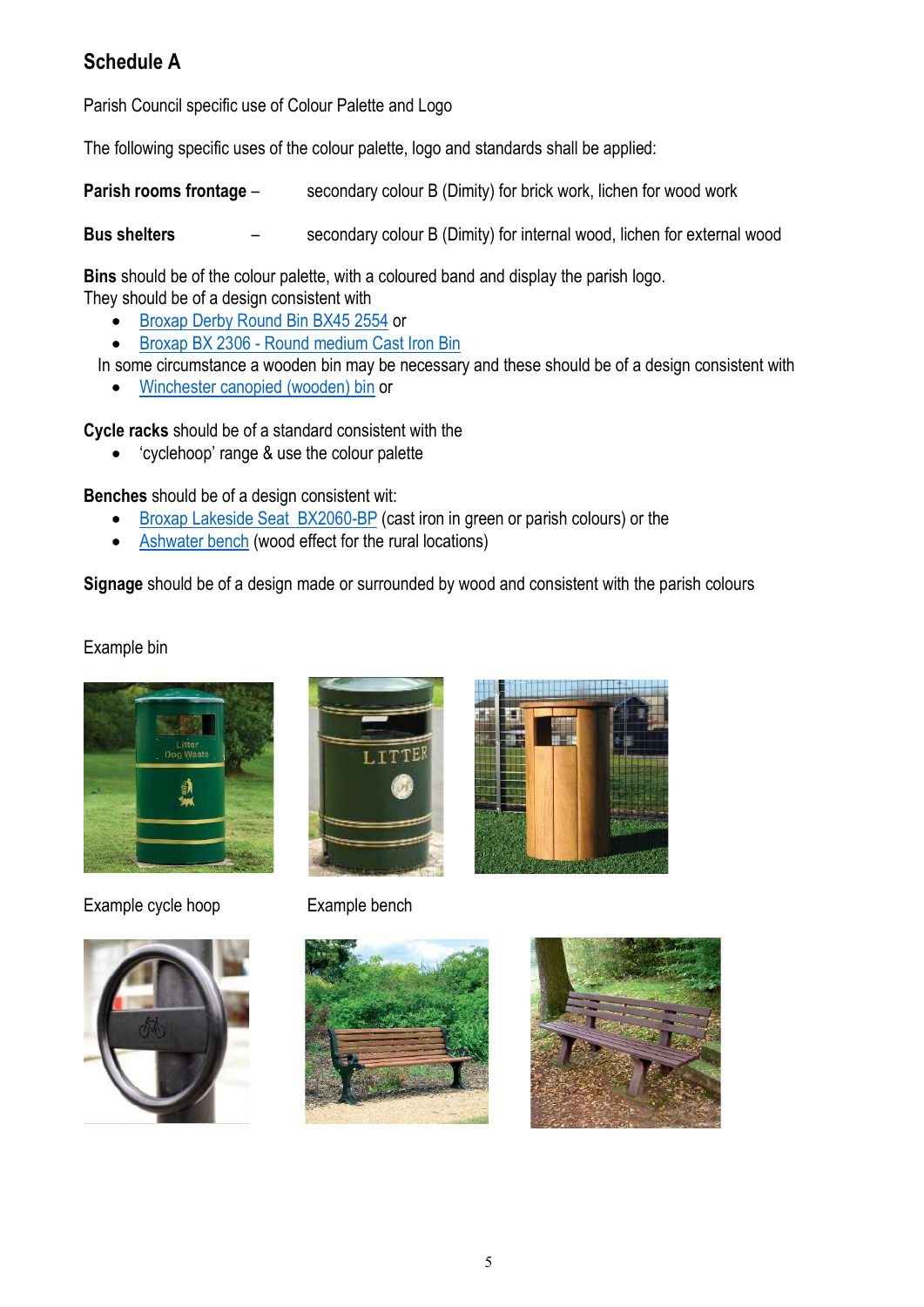## Schedule A

Parish Council specific use of Colour Palette and Logo

The following specific uses of the colour palette, logo and standards shall be applied:

**Parish rooms frontage** – secondary colour B (Dimity) for brick work, lichen for wood work

**Bus shelters** – secondary colour B (Dimity) for internal wood, lichen for external wood

**Bins** should be of the colour palette, with a coloured band and display the parish logo.
They should be of a design consistent with

- Broxap Derby Round Bin BX45 2554 or
- Broxap BX 2306 - Round medium Cast Iron Bin

In some circumstance a wooden bin may be necessary and these should be of a design consistent with

- Winchester canopied (wooden) bin or

**Cycle racks** should be of a standard consistent with the

- 'cyclehoop' range & use the colour palette

**Benches** should be of a design consistent wit:

- Broxap Lakeside Seat  BX2060-BP (cast iron in green or parish colours) or the
- Ashwater bench (wood effect for the rural locations)

**Signage** should be of a design made or surrounded by wood and consistent with the parish colours

Example bin

Example cycle hoop

Example bench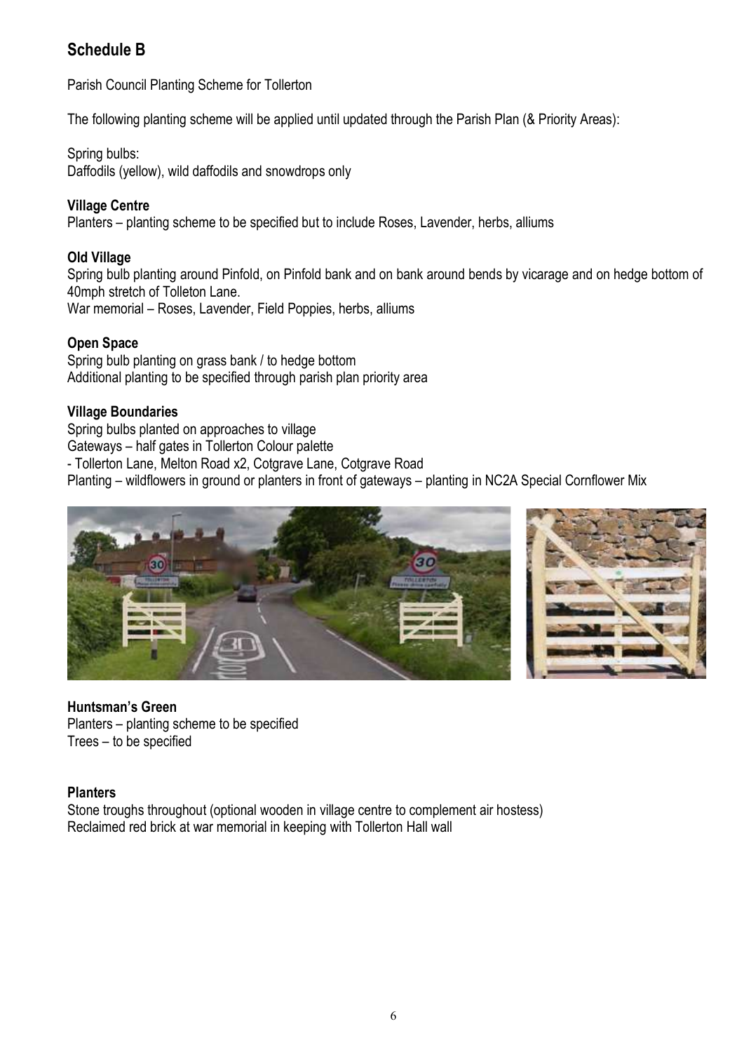## Schedule B

Parish Council Planting Scheme for Tollerton

The following planting scheme will be applied until updated through the Parish Plan (& Priority Areas):

Spring bulbs:
Daffodils (yellow), wild daffodils and snowdrops only

**Village Centre**
Planters – planting scheme to be specified but to include Roses, Lavender, herbs, alliums

**Old Village**
Spring bulb planting around Pinfold, on Pinfold bank and on bank around bends by vicarage and on hedge bottom of 40mph stretch of Tolleton Lane.
War memorial – Roses, Lavender, Field Poppies, herbs, alliums

**Open Space**
Spring bulb planting on grass bank / to hedge bottom
Additional planting to be specified through parish plan priority area

**Village Boundaries**
Spring bulbs planted on approaches to village
Gateways – half gates in Tollerton Colour palette
- Tollerton Lane, Melton Road x2, Cotgrave Lane, Cotgrave Road

Planting – wildflowers in ground or planters in front of gateways – planting in NC2A Special Cornflower Mix

**Huntsman's Green**
Planters – planting scheme to be specified
Trees – to be specified

**Planters**
Stone troughs throughout (optional wooden in village centre to complement air hostess)
Reclaimed red brick at war memorial in keeping with Tollerton Hall wall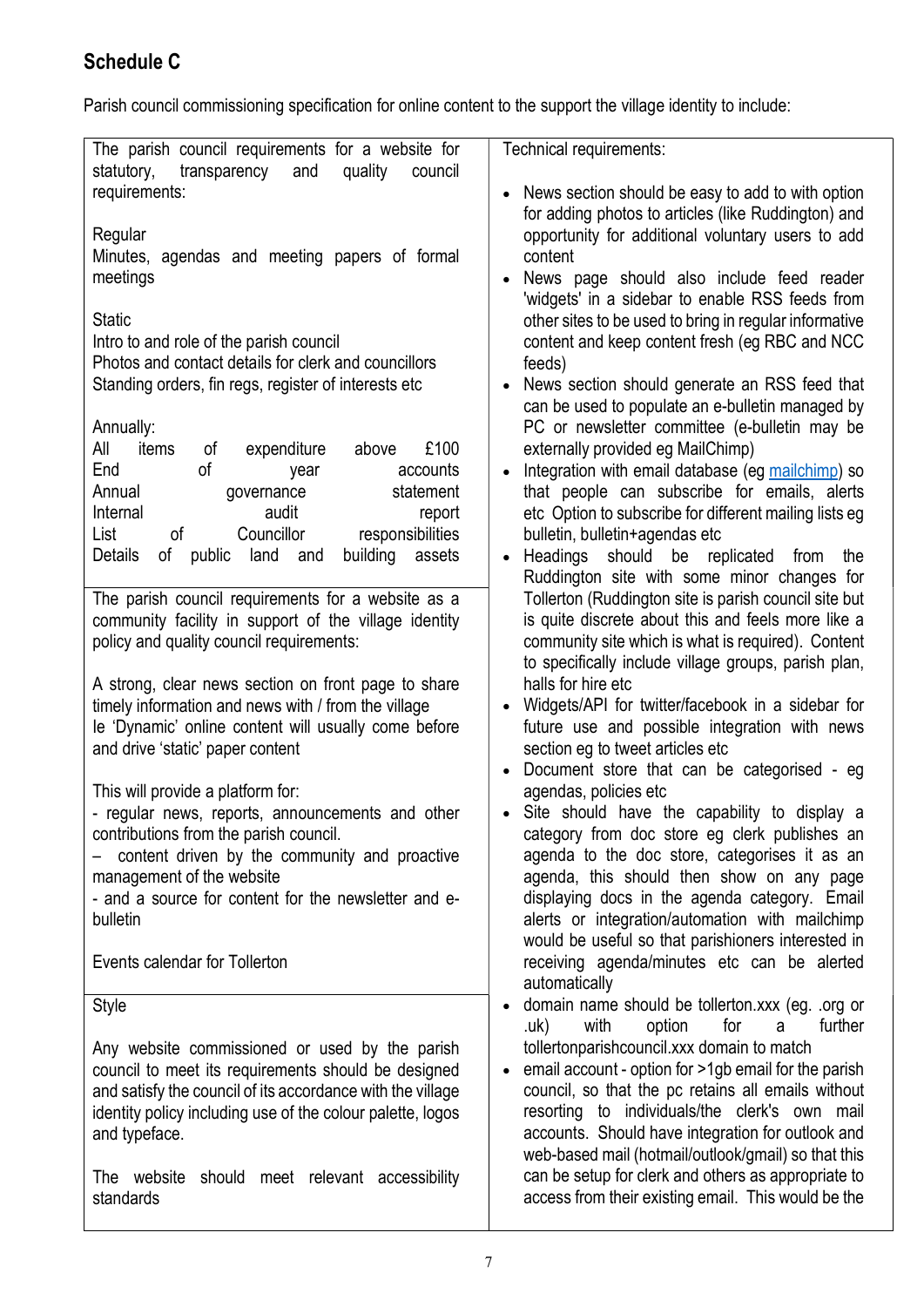## Schedule C

Parish council commissioning specification for online content to the support the village identity to include:

| | |
|---|---|
| The parish council requirements for a website for statutory, transparency and quality council requirements:<br><br>Regular<br>Minutes, agendas and meeting papers of formal meetings<br><br>Static<br>Intro to and role of the parish council<br>Photos and contact details for clerk and councillors<br>Standing orders, fin regs, register of interests etc<br><br>Annually:<br>All items of expenditure above £100<br>End of year accounts<br>Annual governance statement<br>Internal audit report<br>List of Councillor responsibilities<br>Details of public land and building assets | Technical requirements:<br><br>• News section should be easy to add to with option for adding photos to articles (like Ruddington) and opportunity for additional voluntary users to add content<br>• News page should also include feed reader 'widgets' in a sidebar to enable RSS feeds from other sites to be used to bring in regular informative content and keep content fresh (eg RBC and NCC feeds)<br>• News section should generate an RSS feed that can be used to populate an e-bulletin managed by PC or newsletter committee (e-bulletin may be externally provided eg MailChimp)<br>• Integration with email database (eg mailchimp) so that people can subscribe for emails, alerts etc Option to subscribe for different mailing lists eg bulletin, bulletin+agendas etc<br>• Headings should be replicated from the Ruddington site with some minor changes for Tollerton (Ruddington site is parish council site but is quite discrete about this and feels more like a community site which is what is required). Content to specifically include village groups, parish plan, halls for hire etc<br>• Widgets/API for twitter/facebook in a sidebar for future use and possible integration with news section eg to tweet articles etc<br>• Document store that can be categorised - eg agendas, policies etc<br>• Site should have the capability to display a category from doc store eg clerk publishes an agenda to the doc store, categorises it as an agenda, this should then show on any page displaying docs in the agenda category. Email alerts or integration/automation with mailchimp would be useful so that parishioners interested in receiving agenda/minutes etc can be alerted automatically<br>• domain name should be tollerton.xxx (eg. .org or .uk) with option for a further tollertonparishcouncil.xxx domain to match<br>• email account - option for >1gb email for the parish council, so that the pc retains all emails without resorting to individuals/the clerk's own mail accounts. Should have integration for outlook and web-based mail (hotmail/outlook/gmail) so that this can be setup for clerk and others as appropriate to access from their existing email. This would be the |
| The parish council requirements for a website as a community facility in support of the village identity policy and quality council requirements:<br><br>A strong, clear news section on front page to share timely information and news with / from the village<br>Ie 'Dynamic' online content will usually come before and drive 'static' paper content<br><br>This will provide a platform for:<br>- regular news, reports, announcements and other contributions from the parish council.<br>– content driven by the community and proactive management of the website<br>- and a source for content for the newsletter and e-bulletin<br><br>Events calendar for Tollerton | |
| Style<br><br>Any website commissioned or used by the parish council to meet its requirements should be designed and satisfy the council of its accordance with the village identity policy including use of the colour palette, logos and typeface.<br><br>The website should meet relevant accessibility standards | |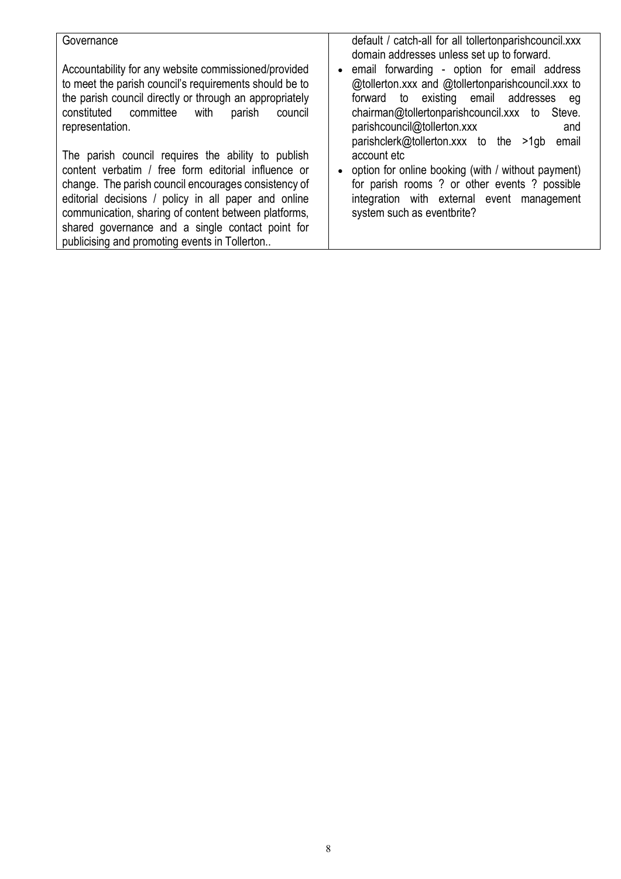| | |
|---|---|
| Governance<br><br>Accountability for any website commissioned/provided to meet the parish council's requirements should be to the parish council directly or through an appropriately constituted committee with parish council representation.<br><br>The parish council requires the ability to publish content verbatim / free form editorial influence or change. The parish council encourages consistency of editorial decisions / policy in all paper and online communication, sharing of content between platforms, shared governance and a single contact point for publicising and promoting events in Tollerton.. | default / catch-all for all tollertonparishcouncil.xxx domain addresses unless set up to forward.<br>• email forwarding - option for email address @tollerton.xxx and @tollertonparishcouncil.xxx to forward to existing email addresses eg chairman@tollertonparishcouncil.xxx to Steve. parishcouncil@tollerton.xxx and parishclerk@tollerton.xxx to the >1gb email account etc<br>• option for online booking (with / without payment) for parish rooms ? or other events ? possible integration with external event management system such as eventbrite? |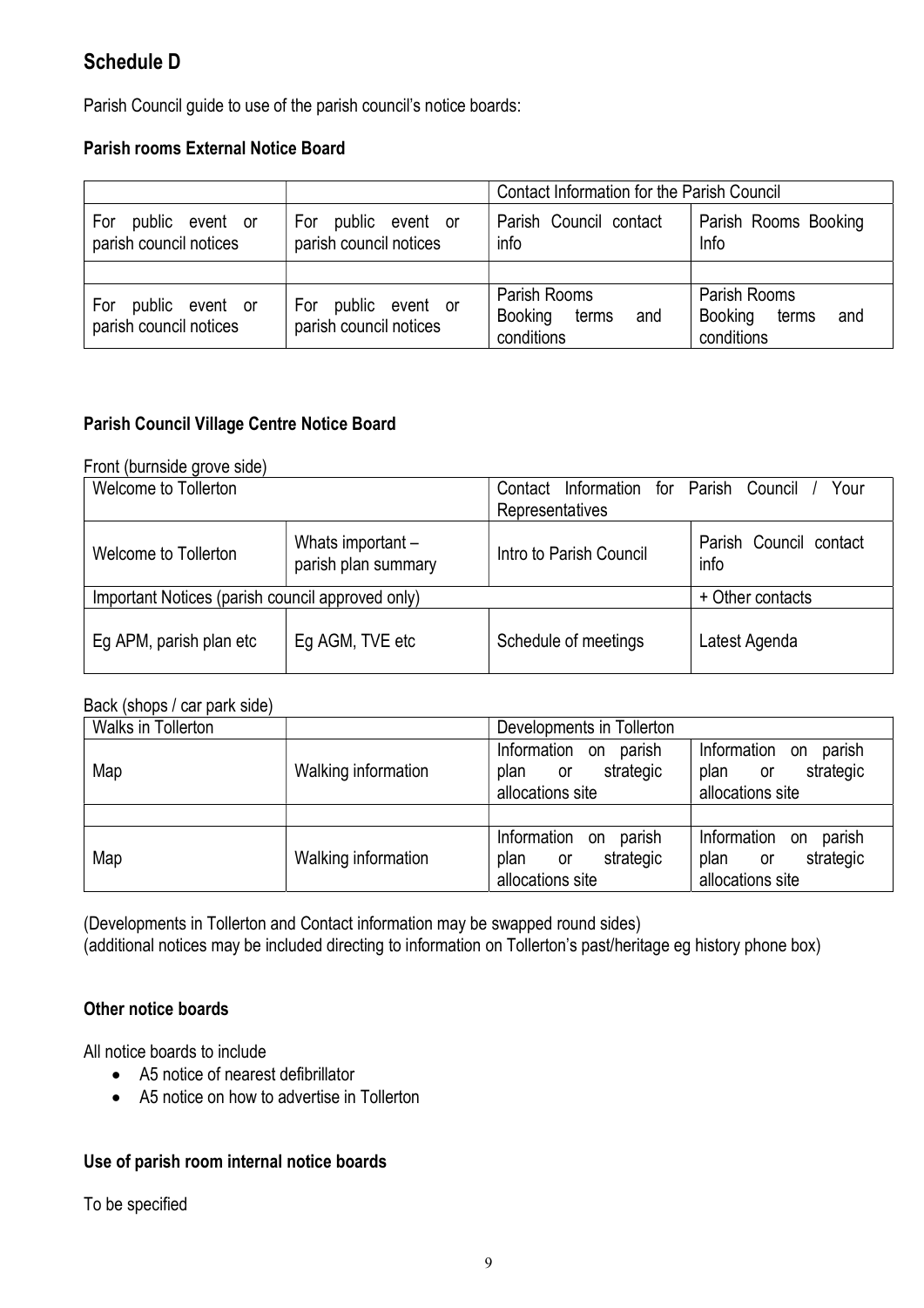## Schedule D

Parish Council guide to use of the parish council's notice boards:

### Parish rooms External Notice Board

| | | Contact Information for the Parish Council | |
|---|---|---|---|
| For public event or parish council notices | For public event or parish council notices | Parish Council contact info | Parish Rooms Booking Info |
| | | | |
| For public event or parish council notices | For public event or parish council notices | Parish Rooms Booking terms and conditions | Parish Rooms Booking terms and conditions |

### Parish Council Village Centre Notice Board

Front (burnside grove side)

| Welcome to Tollerton | | Contact Information for Parish Council / Your Representatives | |
|---|---|---|---|
| Welcome to Tollerton | Whats important – parish plan summary | Intro to Parish Council | Parish Council contact info |
| Important Notices (parish council approved only) | | | + Other contacts |
| Eg APM, parish plan etc | Eg AGM, TVE etc | Schedule of meetings | Latest Agenda |

Back (shops / car park side)

| Walks in Tollerton | | Developments in Tollerton | |
|---|---|---|---|
| Map | Walking information | Information on parish plan or strategic allocations site | Information on parish plan or strategic allocations site |
| | | | |
| Map | Walking information | Information on parish plan or strategic allocations site | Information on parish plan or strategic allocations site |

(Developments in Tollerton and Contact information may be swapped round sides)
(additional notices may be included directing to information on Tollerton's past/heritage eg history phone box)

### Other notice boards

All notice boards to include

- A5 notice of nearest defibrillator
- A5 notice on how to advertise in Tollerton

### Use of parish room internal notice boards

To be specified